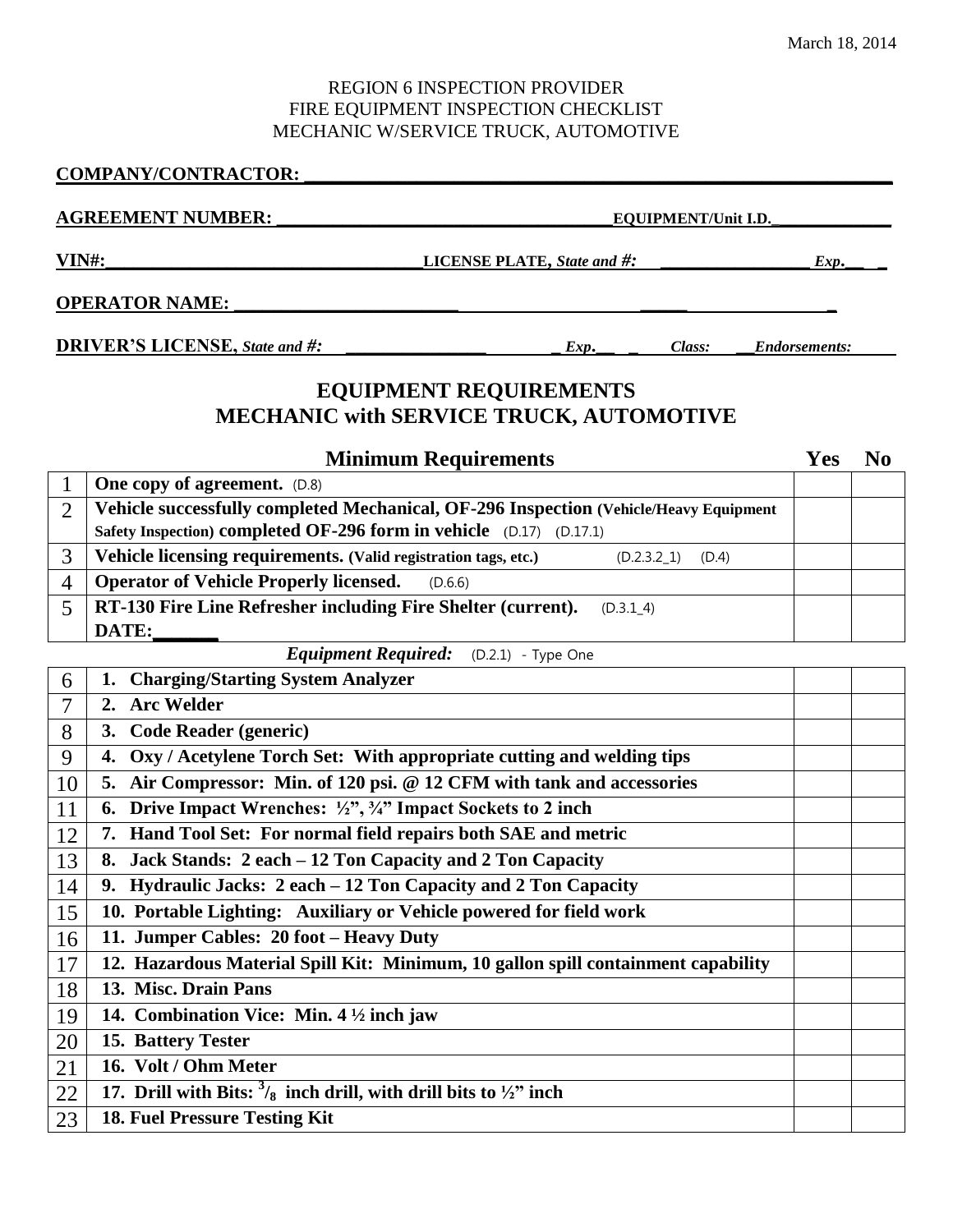March 18, 2014

REGION 6 INSPECTION PROVIDER
FIRE EQUIPMENT INSPECTION CHECKLIST
MECHANIC W/SERVICE TRUCK, AUTOMOTIVE

**COMPANY/CONTRACTOR:** ______________________________________________

**AGREEMENT NUMBER:** ______________________________ **EQUIPMENT/Unit I.D.**____________

**VIN#:**______________________________ **LICENSE PLATE,** ***State and #:*** ________________ ***Exp.***____

**OPERATOR NAME:** ________________________________________________

**DRIVER'S LICENSE,** ***State and #:*** ________________ ***Exp.***____ ***Class:*** ___***Endorsements:***_____

## EQUIPMENT REQUIREMENTS
## MECHANIC with SERVICE TRUCK, AUTOMOTIVE

| | **Minimum Requirements** | **Yes** | **No** |
|---|---|---|---|
| 1 | **One copy of agreement.** (D.8) | | |
| 2 | **Vehicle successfully completed Mechanical, OF-296 Inspection (Vehicle/Heavy Equipment Safety Inspection) completed OF-296 form in vehicle** (D.17) (D.17.1) | | |
| 3 | **Vehicle licensing requirements. (Valid registration tags, etc.)** (D.2.3.2_1) (D.4) | | |
| 4 | **Operator of Vehicle Properly licensed.** (D.6.6) | | |
| 5 | **RT-130 Fire Line Refresher including Fire Shelter (current).** (D.3.1_4) **DATE:**_______ | | |
| | ***Equipment Required:*** (D.2.1) - Type One | | |
| 6 | **1. Charging/Starting System Analyzer** | | |
| 7 | **2. Arc Welder** | | |
| 8 | **3. Code Reader (generic)** | | |
| 9 | **4. Oxy / Acetylene Torch Set: With appropriate cutting and welding tips** | | |
| 10 | **5. Air Compressor: Min. of 120 psi. @ 12 CFM with tank and accessories** | | |
| 11 | **6. Drive Impact Wrenches: ½", ¾" Impact Sockets to 2 inch** | | |
| 12 | **7. Hand Tool Set: For normal field repairs both SAE and metric** | | |
| 13 | **8. Jack Stands: 2 each – 12 Ton Capacity and 2 Ton Capacity** | | |
| 14 | **9. Hydraulic Jacks: 2 each – 12 Ton Capacity and 2 Ton Capacity** | | |
| 15 | **10. Portable Lighting: Auxiliary or Vehicle powered for field work** | | |
| 16 | **11. Jumper Cables: 20 foot – Heavy Duty** | | |
| 17 | **12. Hazardous Material Spill Kit: Minimum, 10 gallon spill containment capability** | | |
| 18 | **13. Misc. Drain Pans** | | |
| 19 | **14. Combination Vice: Min. 4 ½ inch jaw** | | |
| 20 | **15. Battery Tester** | | |
| 21 | **16. Volt / Ohm Meter** | | |
| 22 | **17. Drill with Bits: $^{3}/_{8}$ inch drill, with drill bits to ½" inch** | | |
| 23 | **18. Fuel Pressure Testing Kit** | | |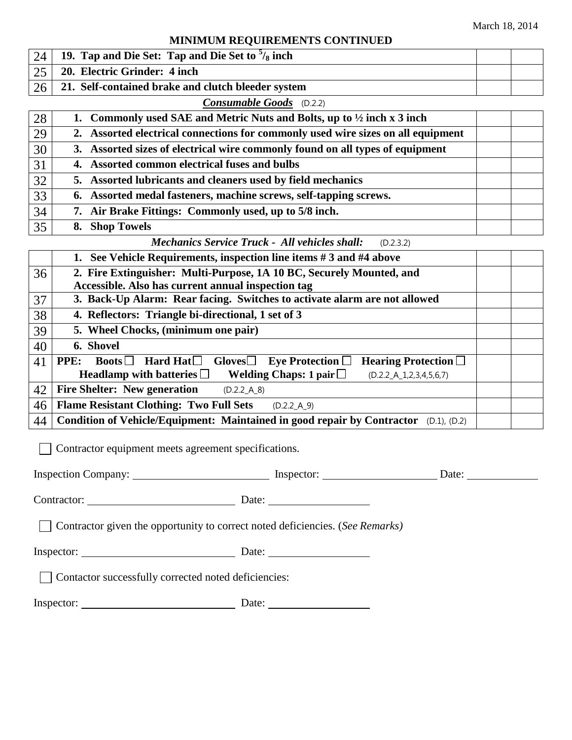March 18, 2014

## MINIMUM REQUIREMENTS CONTINUED

| | | | |
|---|---|---|---|
| 24 | **19. Tap and Die Set: Tap and Die Set to $^5/_8$ inch** | | |
| 25 | **20. Electric Grinder: 4 inch** | | |
| 26 | **21. Self-contained brake and clutch bleeder system** | | |
| | ***Consumable Goods*** (D.2.2) | | |
| 28 | **1. Commonly used SAE and Metric Nuts and Bolts, up to ½ inch x 3 inch** | | |
| 29 | **2. Assorted electrical connections for commonly used wire sizes on all equipment** | | |
| 30 | **3. Assorted sizes of electrical wire commonly found on all types of equipment** | | |
| 31 | **4. Assorted common electrical fuses and bulbs** | | |
| 32 | **5. Assorted lubricants and cleaners used by field mechanics** | | |
| 33 | **6. Assorted medal fasteners, machine screws, self-tapping screws.** | | |
| 34 | **7. Air Brake Fittings: Commonly used, up to 5/8 inch.** | | |
| 35 | **8. Shop Towels** | | |
| | ***Mechanics Service Truck - All vehicles shall:*** (D.2.3.2) | | |
| | **1. See Vehicle Requirements, inspection line items # 3 and #4 above** | | |
| 36 | **2. Fire Extinguisher: Multi-Purpose, 1A 10 BC, Securely Mounted, and Accessible. Also has current annual inspection tag** | | |
| 37 | **3. Back-Up Alarm: Rear facing. Switches to activate alarm are not allowed** | | |
| 38 | **4. Reflectors: Triangle bi-directional, 1 set of 3** | | |
| 39 | **5. Wheel Chocks, (minimum one pair)** | | |
| 40 | **6. Shovel** | | |
| 41 | **PPE: Boots ☐ Hard Hat ☐ Gloves ☐ Eye Protection ☐ Hearing Protection ☐ Headlamp with batteries ☐ Welding Chaps: 1 pair ☐** (D.2.2_A_1,2,3,4,5,6,7) | | |
| 42 | **Fire Shelter: New generation** (D.2.2_A_8) | | |
| 46 | **Flame Resistant Clothing: Two Full Sets** (D.2.2_A_9) | | |
| 44 | **Condition of Vehicle/Equipment: Maintained in good repair by Contractor** (D.1), (D.2) | | |

☐ Contractor equipment meets agreement specifications.

Inspection Company: ______________________ Inspector: ____________________ Date: ____________

Contractor: _________________________ Date: ________________

☐ Contractor given the opportunity to correct noted deficiencies. (*See Remarks)*

Inspector: _________________________ Date: ________________

☐ Contactor successfully corrected noted deficiencies:

Inspector: _________________________ Date: ________________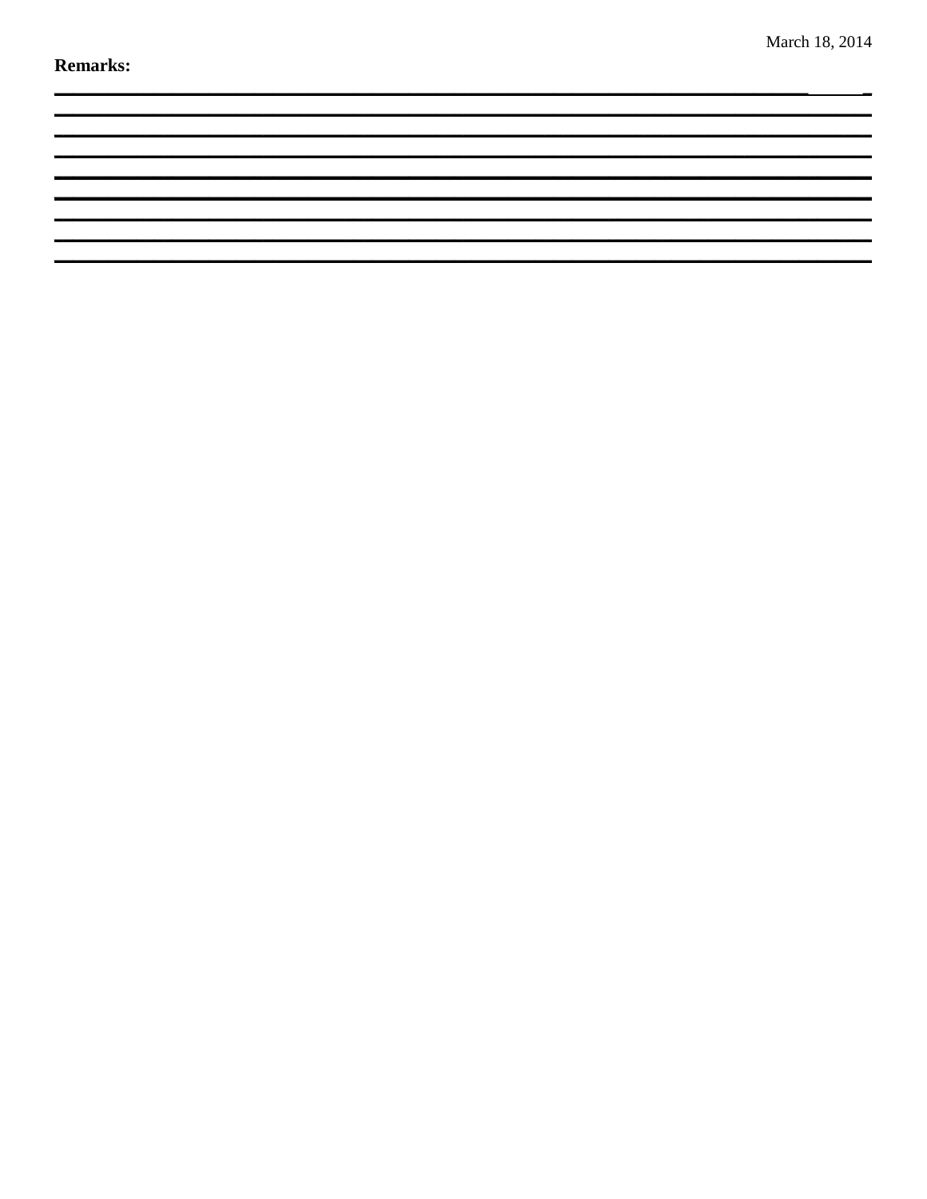March 18, 2014

**Remarks:**

______________________________________________________________________________
______________________________________________________________________________
______________________________________________________________________________
______________________________________________________________________________
______________________________________________________________________________
______________________________________________________________________________
______________________________________________________________________________
______________________________________________________________________________
______________________________________________________________________________